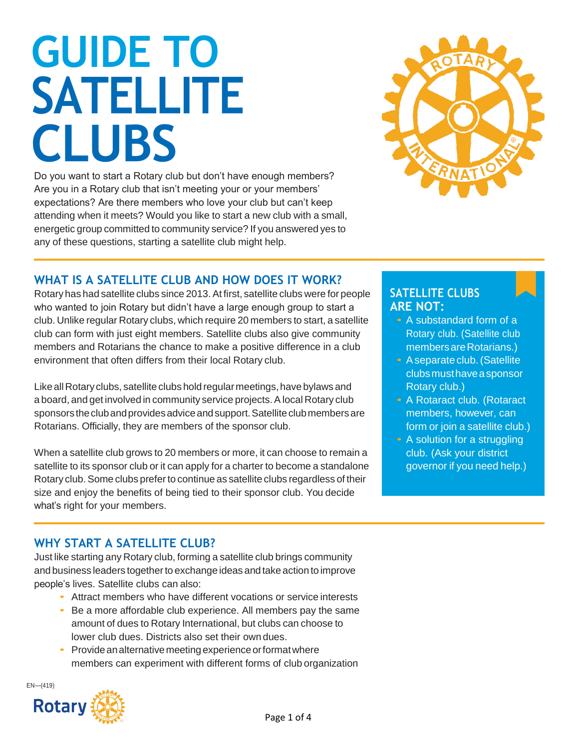# GUIDE TO SATELLITE CLUBS

Do you want to start a Rotary club but don't have enough members? Are you in a Rotary club that isn't meeting your or your members' expectations? Are there members who love your club but can't keep attending when it meets? Would you like to start a new club with a small, energetic group committed to community service? If you answered yes to any of these questions, starting a satellite club might help.

## WHAT IS A SATELLITE CLUB AND HOW DOES IT WORK?

Rotary has had satellite clubs since 2013. At first, satellite clubs were for people who wanted to join Rotary but didn't have a large enough group to start a club. Unlike regular Rotary clubs, which require 20 members to start, a satellite club can form with just eight members. Satellite clubs also give community members and Rotarians the chance to make a positive difference in a club environment that often differs from their local Rotary club.

Like all Rotary clubs, satellite clubs hold regular meetings, have bylaws and a board, and get involved in community service projects. A local Rotary club sponsors the club and provides advice and support. Satellite club members are Rotarians. Officially, they are members of the sponsor club.

When a satellite club grows to 20 members or more, it can choose to remain a satellite to its sponsor club or it can apply for a charter to become a standalone Rotary club. Some clubs prefer to continue as satellite clubs regardless of their size and enjoy the benefits of being tied to their sponsor club. You decide what's right for your members.

### SATELLITE CLUBS ARE NOT:

- A substandard form of a Rotary club. (Satellite club members are Rotarians.)
- A separate club. (Satellite clubs must have a sponsor Rotary club.)
- A Rotaract club. (Rotaract members, however, can form or join a satellite club.)
- A solution for a struggling club. (Ask your district governor if you need help.)

## WHY START A SATELLITE CLUB?

Just like starting any Rotary club, forming a satellite club brings community and business leaders together to exchange ideas and take action to improve people's lives. Satellite clubs can also:

- Attract members who have different vocations or service interests
- Be a more affordable club experience. All members pay the same amount of dues to Rotary International, but clubs can choose to lower club dues. Districts also set their own dues.
- Provide an alternative meeting experience or format where members can experiment with different forms of club organization

EN—(419)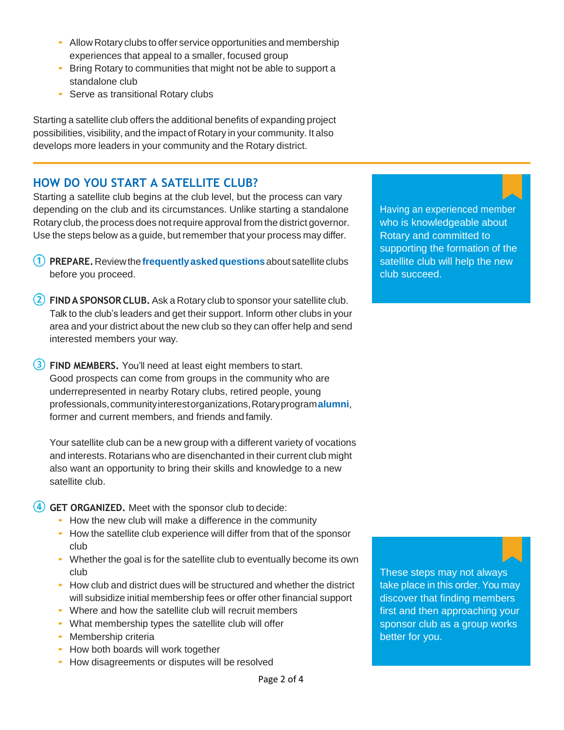- Allow Rotary clubs to offer service opportunities and membership experiences that appeal to a smaller, focused group
- Bring Rotary to communities that might not be able to support a standalone club
- Serve as transitional Rotary clubs

Starting a satellite club offers the additional benefits of expanding project possibilities, visibility, and the impact of Rotary in your community. It also develops more leaders in your community and the Rotary district.

---

## HOW DO YOU START A SATELLITE CLUB?

Starting a satellite club begins at the club level, but the process can vary depending on the club and its circumstances. Unlike starting a standalone Rotary club, the process does not require approval from the district governor. Use the steps below as a guide, but remember that your process may differ.

> Having an experienced member who is knowledgeable about Rotary and committed to supporting the formation of the satellite club will help the new club succeed.

1. **PREPARE.** Review the **frequently asked questions** about satellite clubs before you proceed.

2. **FIND A SPONSOR CLUB.** Ask a Rotary club to sponsor your satellite club. Talk to the club's leaders and get their support. Inform other clubs in your area and your district about the new club so they can offer help and send interested members your way.

3. **FIND MEMBERS.** You'll need at least eight members to start. Good prospects can come from groups in the community who are underrepresented in nearby Rotary clubs, retired people, young professionals, community interest organizations, Rotary program **alumni**, former and current members, and friends and family.

   Your satellite club can be a new group with a different variety of vocations and interests. Rotarians who are disenchanted in their current club might also want an opportunity to bring their skills and knowledge to a new satellite club.

4. **GET ORGANIZED.** Meet with the sponsor club to decide:
   - How the new club will make a difference in the community
   - How the satellite club experience will differ from that of the sponsor club
   - Whether the goal is for the satellite club to eventually become its own club
   - How club and district dues will be structured and whether the district will subsidize initial membership fees or offer other financial support
   - Where and how the satellite club will recruit members
   - What membership types the satellite club will offer
   - Membership criteria
   - How both boards will work together
   - How disagreements or disputes will be resolved

> These steps may not always take place in this order. You may discover that finding members first and then approaching your sponsor club as a group works better for you.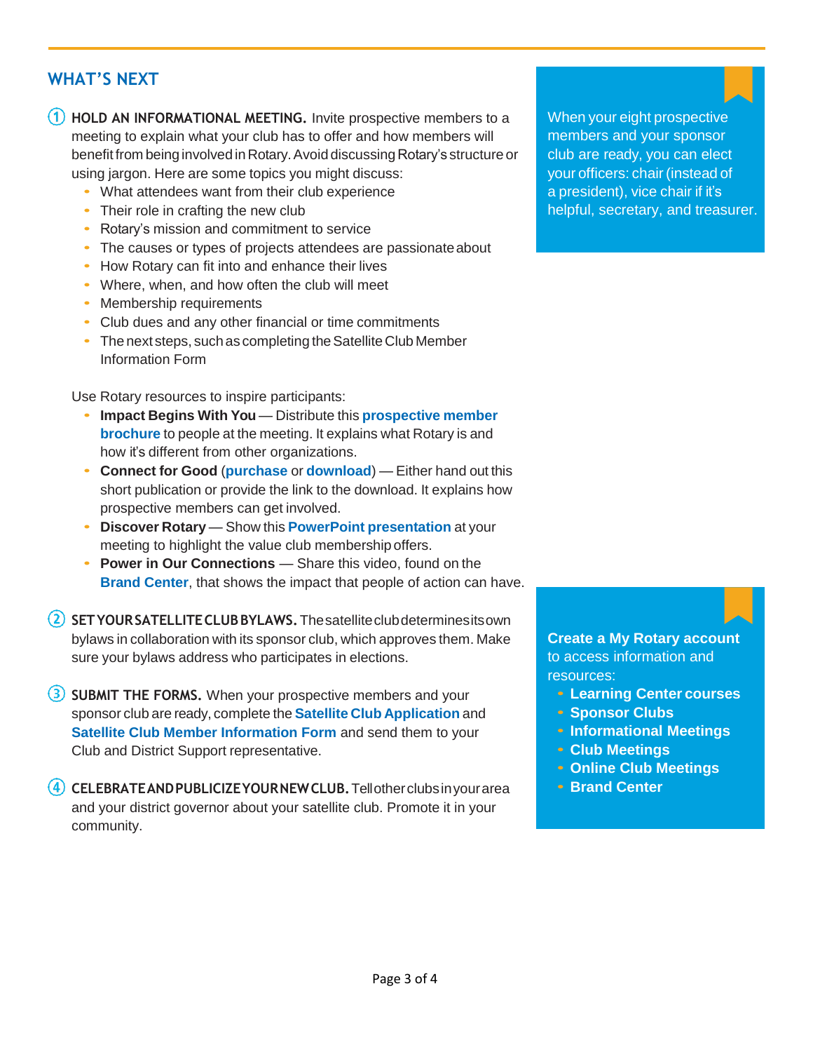## WHAT'S NEXT

1. **HOLD AN INFORMATIONAL MEETING.** Invite prospective members to a meeting to explain what your club has to offer and how members will benefit from being involved in Rotary. Avoid discussing Rotary's structure or using jargon. Here are some topics you might discuss:
   - What attendees want from their club experience
   - Their role in crafting the new club
   - Rotary's mission and commitment to service
   - The causes or types of projects attendees are passionate about
   - How Rotary can fit into and enhance their lives
   - Where, when, and how often the club will meet
   - Membership requirements
   - Club dues and any other financial or time commitments
   - The next steps, such as completing the Satellite Club Member Information Form

   Use Rotary resources to inspire participants:
   - **Impact Begins With You** — Distribute this **prospective member brochure** to people at the meeting. It explains what Rotary is and how it's different from other organizations.
   - **Connect for Good** (**purchase** or **download**) — Either hand out this short publication or provide the link to the download. It explains how prospective members can get involved.
   - **Discover Rotary** — Show this **PowerPoint presentation** at your meeting to highlight the value club membership offers.
   - **Power in Our Connections** — Share this video, found on the **Brand Center**, that shows the impact that people of action can have.

2. **SET YOUR SATELLITE CLUB BYLAWS.** The satellite club determines its own bylaws in collaboration with its sponsor club, which approves them. Make sure your bylaws address who participates in elections.

3. **SUBMIT THE FORMS.** When your prospective members and your sponsor club are ready, complete the **Satellite Club Application** and **Satellite Club Member Information Form** and send them to your Club and District Support representative.

4. **CELEBRATE AND PUBLICIZE YOUR NEW CLUB.** Tell other clubs in your area and your district governor about your satellite club. Promote it in your community.

When your eight prospective members and your sponsor club are ready, you can elect your officers: chair (instead of a president), vice chair if it's helpful, secretary, and treasurer.

**Create a My Rotary account** to access information and resources:
- **Learning Center courses**
- **Sponsor Clubs**
- **Informational Meetings**
- **Club Meetings**
- **Online Club Meetings**
- **Brand Center**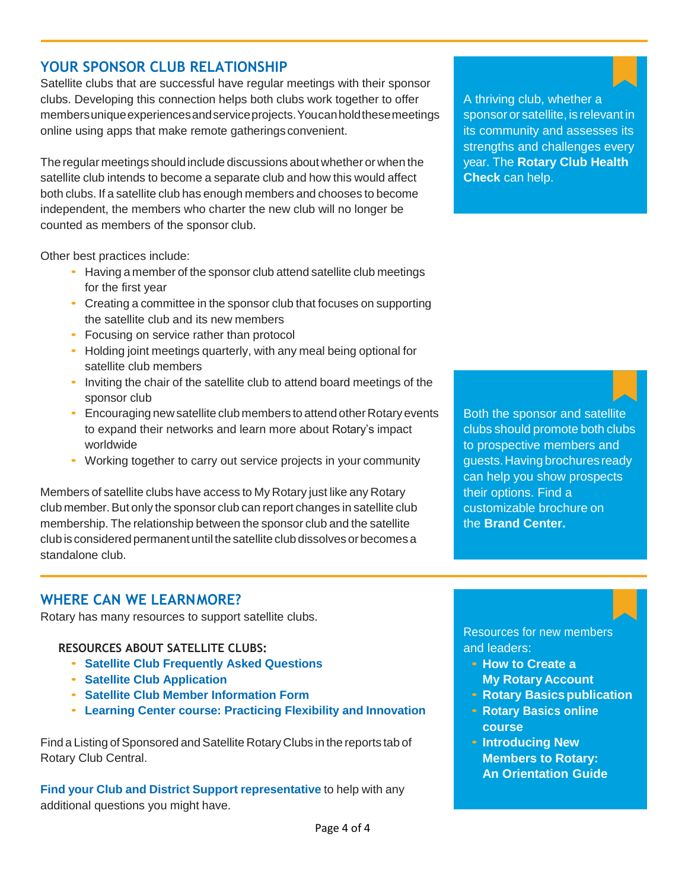## YOUR SPONSOR CLUB RELATIONSHIP

Satellite clubs that are successful have regular meetings with their sponsor clubs. Developing this connection helps both clubs work together to offer members unique experiences and service projects. You can hold these meetings online using apps that make remote gatherings convenient.

The regular meetings should include discussions about whether or when the satellite club intends to become a separate club and how this would affect both clubs. If a satellite club has enough members and chooses to become independent, the members who charter the new club will no longer be counted as members of the sponsor club.

Other best practices include:

- Having a member of the sponsor club attend satellite club meetings for the first year
- Creating a committee in the sponsor club that focuses on supporting the satellite club and its new members
- Focusing on service rather than protocol
- Holding joint meetings quarterly, with any meal being optional for satellite club members
- Inviting the chair of the satellite club to attend board meetings of the sponsor club
- Encouraging new satellite club members to attend other Rotary events to expand their networks and learn more about Rotary's impact worldwide
- Working together to carry out service projects in your community

Members of satellite clubs have access to My Rotary just like any Rotary club member. But only the sponsor club can report changes in satellite club membership. The relationship between the sponsor club and the satellite club is considered permanent until the satellite club dissolves or becomes a standalone club.

A thriving club, whether a sponsor or satellite, is relevant in its community and assesses its strengths and challenges every year. The **Rotary Club Health Check** can help.

Both the sponsor and satellite clubs should promote both clubs to prospective members and guests. Having brochures ready can help you show prospects their options. Find a customizable brochure on the **Brand Center.**

## WHERE CAN WE LEARN MORE?

Rotary has many resources to support satellite clubs.

### RESOURCES ABOUT SATELLITE CLUBS:

- **Satellite Club Frequently Asked Questions**
- **Satellite Club Application**
- **Satellite Club Member Information Form**
- **Learning Center course: Practicing Flexibility and Innovation**

Find a Listing of Sponsored and Satellite Rotary Clubs in the reports tab of Rotary Club Central.

**Find your Club and District Support representative** to help with any additional questions you might have.

Resources for new members and leaders:

- **How to Create a My Rotary Account**
- **Rotary Basics publication**
- **Rotary Basics online course**
- **Introducing New Members to Rotary: An Orientation Guide**